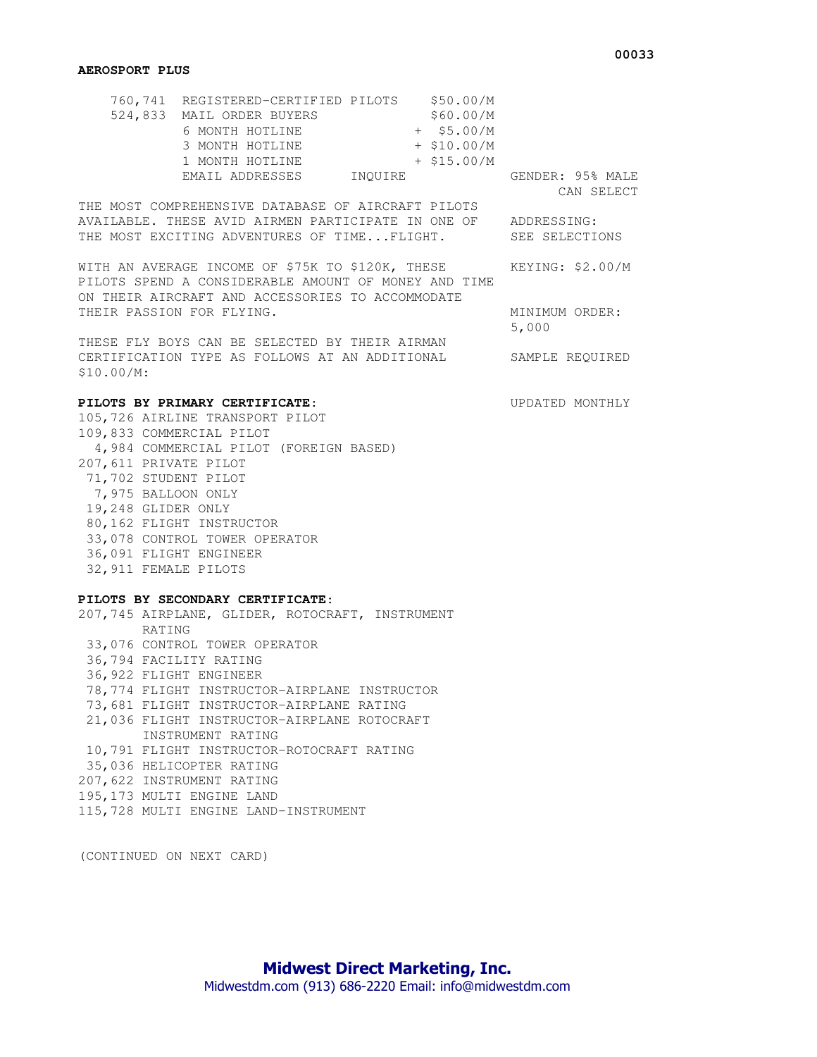**AEROSPORT PLUS**

| Count | List | Price |
|---|---|---|
| 760,741 | REGISTERED-CERTIFIED PILOTS | $50.00/M |
| 524,833 | MAIL ORDER BUYERS | $60.00/M |
| | 6 MONTH HOTLINE | + $5.00/M |
| | 3 MONTH HOTLINE | + $10.00/M |
| | 1 MONTH HOTLINE | + $15.00/M |
| | EMAIL ADDRESSES | INQUIRE |

GENDER: 95% MALE CAN SELECT

ADDRESSING: SEE SELECTIONS

KEYING: $2.00/M

MINIMUM ORDER: 5,000

SAMPLE REQUIRED

UPDATED MONTHLY

THE MOST COMPREHENSIVE DATABASE OF AIRCRAFT PILOTS AVAILABLE. THESE AVID AIRMEN PARTICIPATE IN ONE OF THE MOST EXCITING ADVENTURES OF TIME...FLIGHT.

WITH AN AVERAGE INCOME OF $75K TO $120K, THESE PILOTS SPEND A CONSIDERABLE AMOUNT OF MONEY AND TIME ON THEIR AIRCRAFT AND ACCESSORIES TO ACCOMMODATE THEIR PASSION FOR FLYING.

THESE FLY BOYS CAN BE SELECTED BY THEIR AIRMAN CERTIFICATION TYPE AS FOLLOWS AT AN ADDITIONAL $10.00/M:

**PILOTS BY PRIMARY CERTIFICATE:**

- 105,726 AIRLINE TRANSPORT PILOT
- 109,833 COMMERCIAL PILOT
- 4,984 COMMERCIAL PILOT (FOREIGN BASED)
- 207,611 PRIVATE PILOT
- 71,702 STUDENT PILOT
- 7,975 BALLOON ONLY
- 19,248 GLIDER ONLY
- 80,162 FLIGHT INSTRUCTOR
- 33,078 CONTROL TOWER OPERATOR
- 36,091 FLIGHT ENGINEER
- 32,911 FEMALE PILOTS

**PILOTS BY SECONDARY CERTIFICATE:**

- 207,745 AIRPLANE, GLIDER, ROTOCRAFT, INSTRUMENT RATING
- 33,076 CONTROL TOWER OPERATOR
- 36,794 FACILITY RATING
- 36,922 FLIGHT ENGINEER
- 78,774 FLIGHT INSTRUCTOR-AIRPLANE INSTRUCTOR
- 73,681 FLIGHT INSTRUCTOR-AIRPLANE RATING
- 21,036 FLIGHT INSTRUCTOR-AIRPLANE ROTOCRAFT INSTRUMENT RATING
- 10,791 FLIGHT INSTRUCTOR-ROTOCRAFT RATING
- 35,036 HELICOPTER RATING
- 207,622 INSTRUMENT RATING
- 195,173 MULTI ENGINE LAND
- 115,728 MULTI ENGINE LAND-INSTRUMENT

(CONTINUED ON NEXT CARD)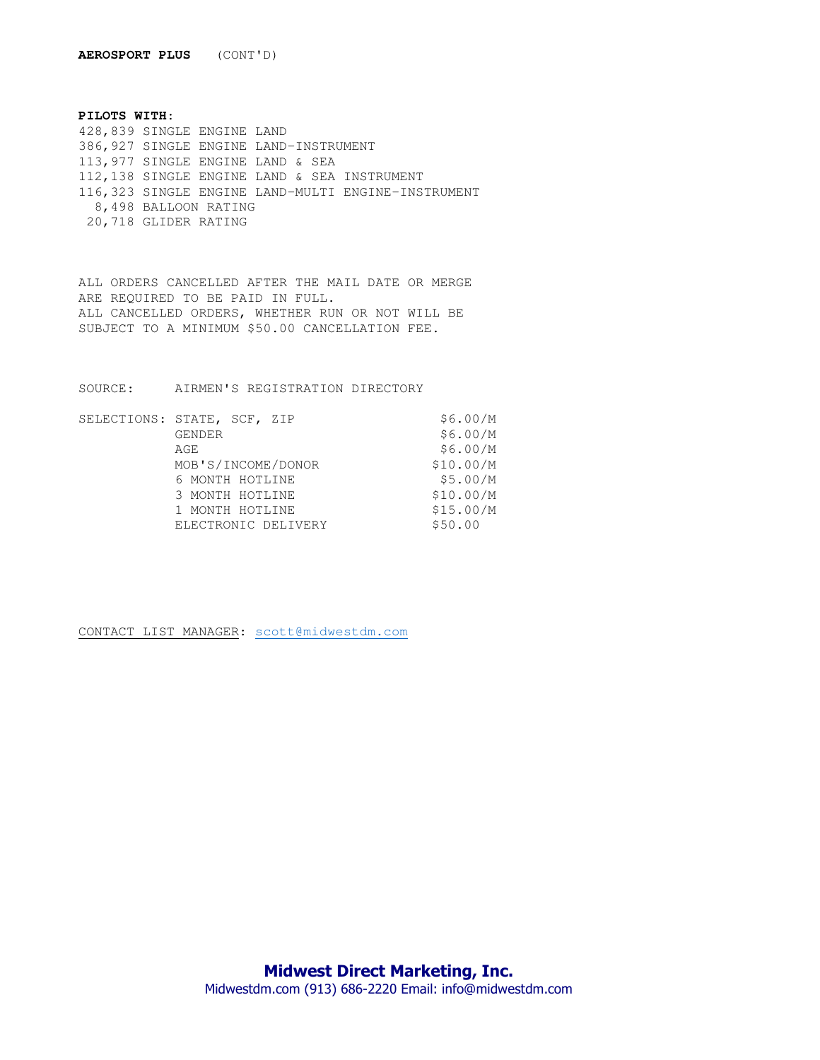**AEROSPORT PLUS** (CONT'D)

**PILOTS WITH:**

| | |
|---|---|
| 428,839 | SINGLE ENGINE LAND |
| 386,927 | SINGLE ENGINE LAND-INSTRUMENT |
| 113,977 | SINGLE ENGINE LAND & SEA |
| 112,138 | SINGLE ENGINE LAND & SEA INSTRUMENT |
| 116,323 | SINGLE ENGINE LAND-MULTI ENGINE-INSTRUMENT |
| 8,498 | BALLOON RATING |
| 20,718 | GLIDER RATING |

ALL ORDERS CANCELLED AFTER THE MAIL DATE OR MERGE ARE REQUIRED TO BE PAID IN FULL.
ALL CANCELLED ORDERS, WHETHER RUN OR NOT WILL BE SUBJECT TO A MINIMUM $50.00 CANCELLATION FEE.

SOURCE: AIRMEN'S REGISTRATION DIRECTORY

| | | |
|---|---|---|
| SELECTIONS: | STATE, SCF, ZIP | $6.00/M |
| | GENDER | $6.00/M |
| | AGE | $6.00/M |
| | MOB'S/INCOME/DONOR | $10.00/M |
| | 6 MONTH HOTLINE | $5.00/M |
| | 3 MONTH HOTLINE | $10.00/M |
| | 1 MONTH HOTLINE | $15.00/M |
| | ELECTRONIC DELIVERY | $50.00 |

CONTACT LIST MANAGER: scott@midwestdm.com

**Midwest Direct Marketing, Inc.**
Midwestdm.com (913) 686-2220 Email: info@midwestdm.com